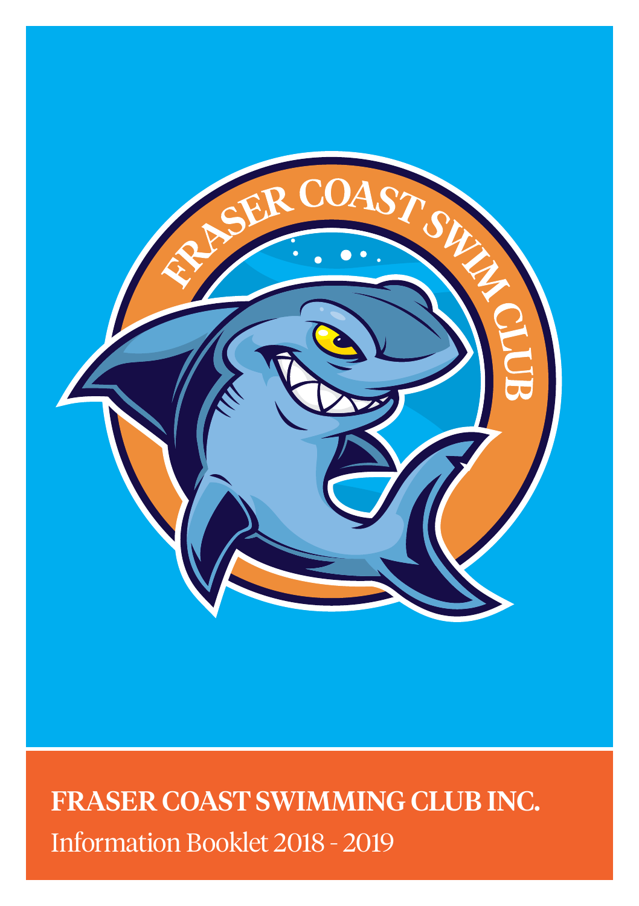# FRASER COAST SWIMMING CLUB INC.

Information Booklet 2018 - 2019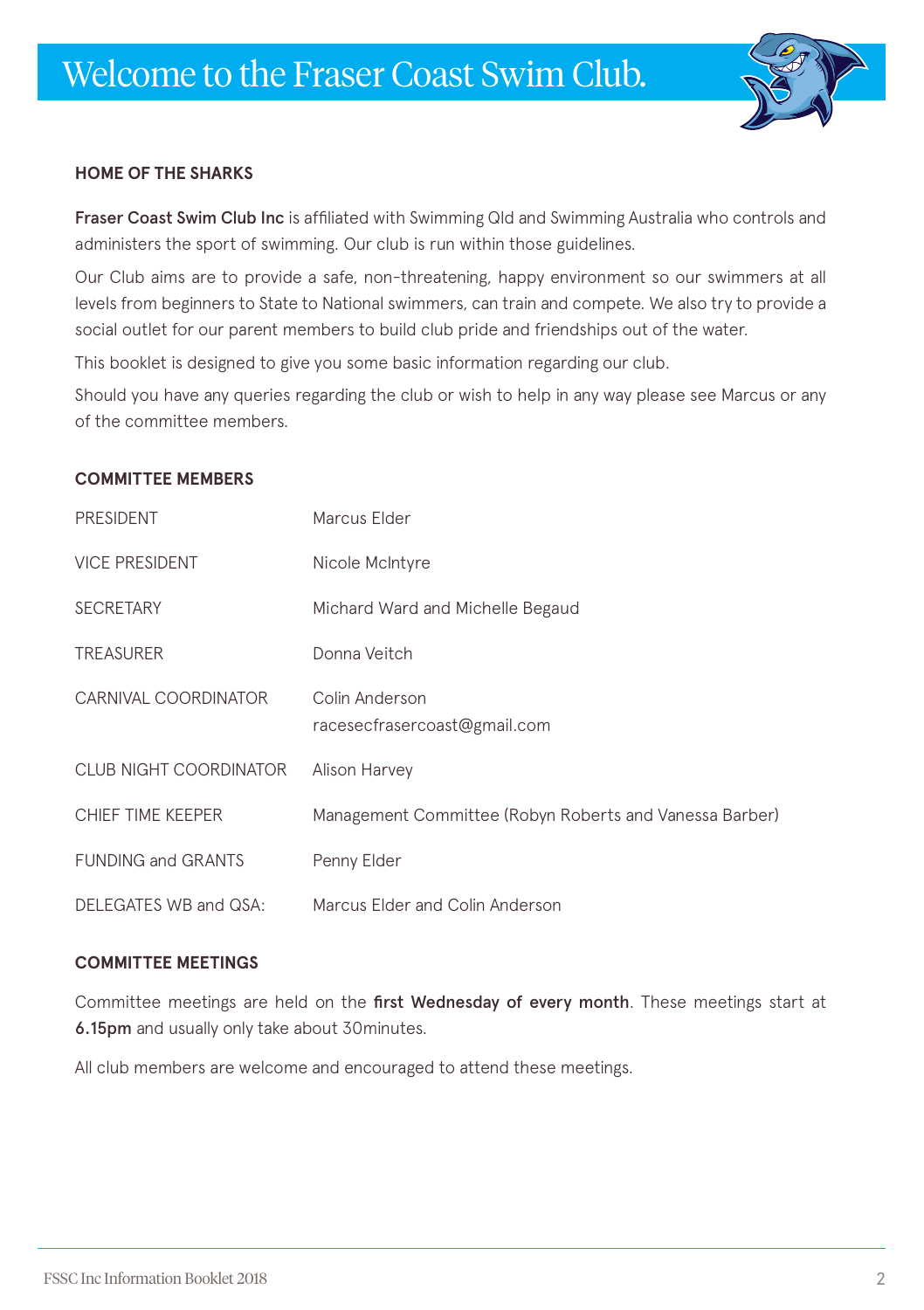# Welcome to the Fraser Coast Swim Club.

## HOME OF THE SHARKS

**Fraser Coast Swim Club Inc** is affiliated with Swimming Qld and Swimming Australia who controls and administers the sport of swimming. Our club is run within those guidelines.

Our Club aims are to provide a safe, non-threatening, happy environment so our swimmers at all levels from beginners to State to National swimmers, can train and compete. We also try to provide a social outlet for our parent members to build club pride and friendships out of the water.

This booklet is designed to give you some basic information regarding our club.

Should you have any queries regarding the club or wish to help in any way please see Marcus or any of the committee members.

## COMMITTEE MEMBERS

| | |
|---|---|
| PRESIDENT | Marcus Elder |
| VICE PRESIDENT | Nicole McIntyre |
| SECRETARY | Michard Ward and Michelle Begaud |
| TREASURER | Donna Veitch |
| CARNIVAL COORDINATOR | Colin Anderson racesecfrasercoast@gmail.com |
| CLUB NIGHT COORDINATOR | Alison Harvey |
| CHIEF TIME KEEPER | Management Committee (Robyn Roberts and Vanessa Barber) |
| FUNDING and GRANTS | Penny Elder |
| DELEGATES WB and QSA: | Marcus Elder and Colin Anderson |

## COMMITTEE MEETINGS

Committee meetings are held on the **first Wednesday of every month**. These meetings start at **6.15pm** and usually only take about 30minutes.

All club members are welcome and encouraged to attend these meetings.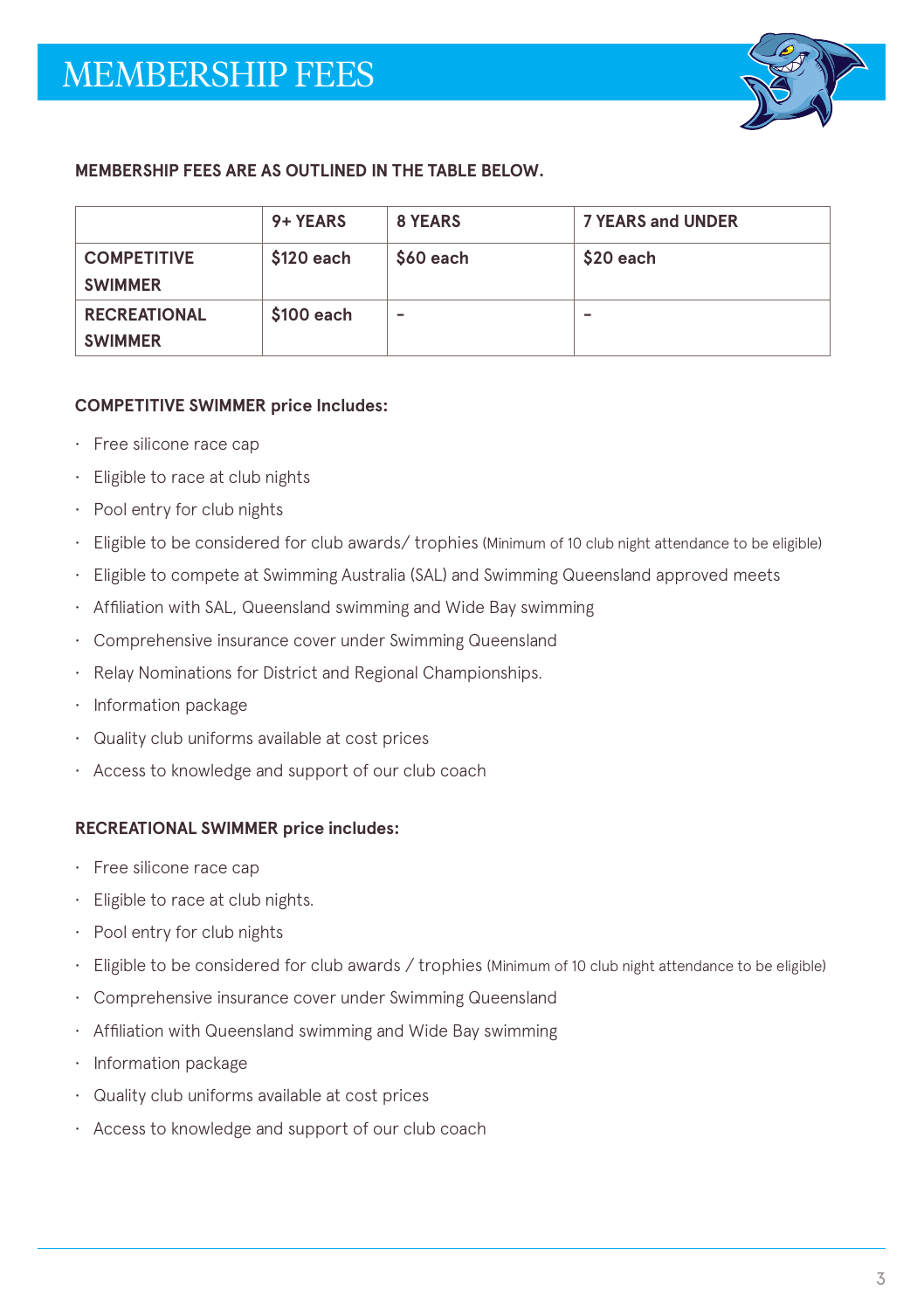# MEMBERSHIP FEES

**MEMBERSHIP FEES ARE AS OUTLINED IN THE TABLE BELOW.**

| | 9+ YEARS | 8 YEARS | 7 YEARS and UNDER |
|---|---|---|---|
| COMPETITIVE SWIMMER | $120 each | $60 each | $20 each |
| RECREATIONAL SWIMMER | $100 each | - | - |

**COMPETITIVE SWIMMER price Includes:**

- Free silicone race cap
- Eligible to race at club nights
- Pool entry for club nights
- Eligible to be considered for club awards/ trophies (Minimum of 10 club night attendance to be eligible)
- Eligible to compete at Swimming Australia (SAL) and Swimming Queensland approved meets
- Affiliation with SAL, Queensland swimming and Wide Bay swimming
- Comprehensive insurance cover under Swimming Queensland
- Relay Nominations for District and Regional Championships.
- Information package
- Quality club uniforms available at cost prices
- Access to knowledge and support of our club coach

**RECREATIONAL SWIMMER price includes:**

- Free silicone race cap
- Eligible to race at club nights.
- Pool entry for club nights
- Eligible to be considered for club awards / trophies (Minimum of 10 club night attendance to be eligible)
- Comprehensive insurance cover under Swimming Queensland
- Affiliation with Queensland swimming and Wide Bay swimming
- Information package
- Quality club uniforms available at cost prices
- Access to knowledge and support of our club coach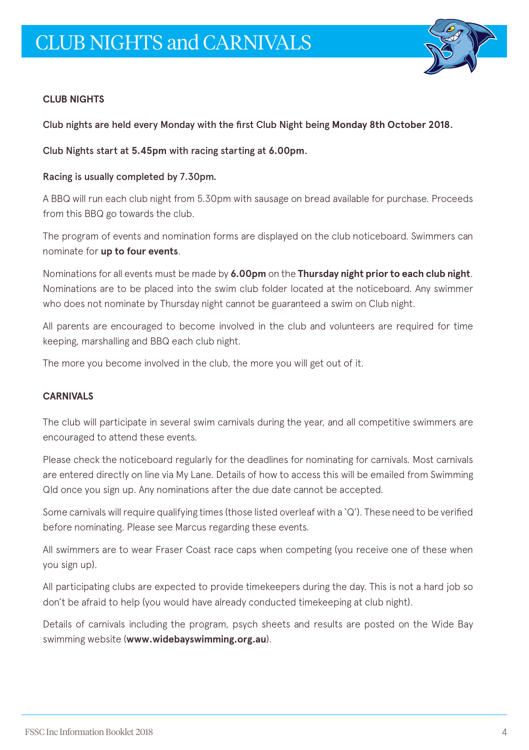# CLUB NIGHTS and CARNIVALS

**CLUB NIGHTS**

**Club nights are held every Monday with the first Club Night being Monday 8th October 2018.**

**Club Nights start at 5.45pm with racing starting at 6.00pm.**

**Racing is usually completed by 7.30pm.**

A BBQ will run each club night from 5.30pm with sausage on bread available for purchase. Proceeds from this BBQ go towards the club.

The program of events and nomination forms are displayed on the club noticeboard. Swimmers can nominate for **up to four events**.

Nominations for all events must be made by **6.00pm** on the **Thursday night prior to each club night**. Nominations are to be placed into the swim club folder located at the noticeboard. Any swimmer who does not nominate by Thursday night cannot be guaranteed a swim on Club night.

All parents are encouraged to become involved in the club and volunteers are required for time keeping, marshalling and BBQ each club night.

The more you become involved in the club, the more you will get out of it.

**CARNIVALS**

The club will participate in several swim carnivals during the year, and all competitive swimmers are encouraged to attend these events.

Please check the noticeboard regularly for the deadlines for nominating for carnivals. Most carnivals are entered directly on line via My Lane. Details of how to access this will be emailed from Swimming Qld once you sign up. Any nominations after the due date cannot be accepted.

Some carnivals will require qualifying times (those listed overleaf with a 'Q'). These need to be verified before nominating. Please see Marcus regarding these events.

All swimmers are to wear Fraser Coast race caps when competing (you receive one of these when you sign up).

All participating clubs are expected to provide timekeepers during the day. This is not a hard job so don't be afraid to help (you would have already conducted timekeeping at club night).

Details of carnivals including the program, psych sheets and results are posted on the Wide Bay swimming website (**www.widebayswimming.org.au**).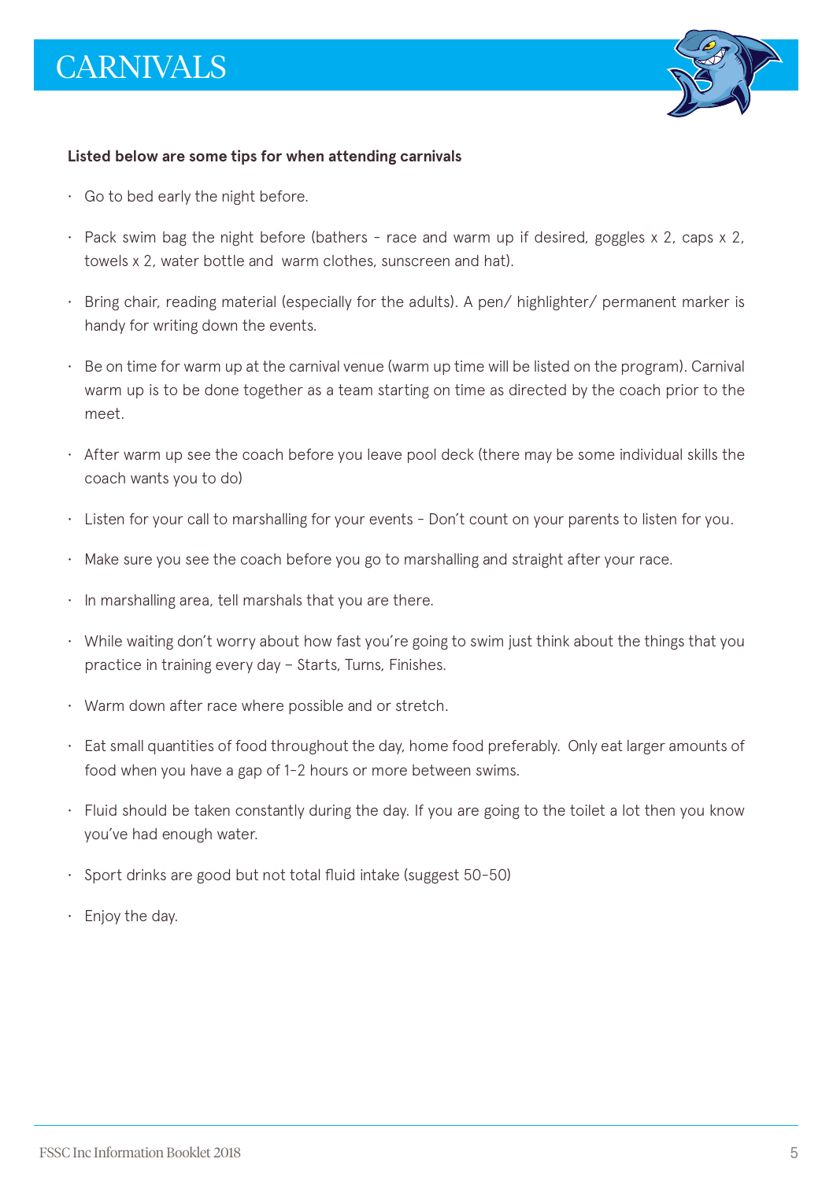# CARNIVALS

**Listed below are some tips for when attending carnivals**

- Go to bed early the night before.
- Pack swim bag the night before (bathers - race and warm up if desired, goggles x 2, caps x 2, towels x 2, water bottle and warm clothes, sunscreen and hat).
- Bring chair, reading material (especially for the adults). A pen/ highlighter/ permanent marker is handy for writing down the events.
- Be on time for warm up at the carnival venue (warm up time will be listed on the program). Carnival warm up is to be done together as a team starting on time as directed by the coach prior to the meet.
- After warm up see the coach before you leave pool deck (there may be some individual skills the coach wants you to do)
- Listen for your call to marshalling for your events - Don't count on your parents to listen for you.
- Make sure you see the coach before you go to marshalling and straight after your race.
- In marshalling area, tell marshals that you are there.
- While waiting don't worry about how fast you're going to swim just think about the things that you practice in training every day – Starts, Turns, Finishes.
- Warm down after race where possible and or stretch.
- Eat small quantities of food throughout the day, home food preferably. Only eat larger amounts of food when you have a gap of 1-2 hours or more between swims.
- Fluid should be taken constantly during the day. If you are going to the toilet a lot then you know you've had enough water.
- Sport drinks are good but not total fluid intake (suggest 50-50)
- Enjoy the day.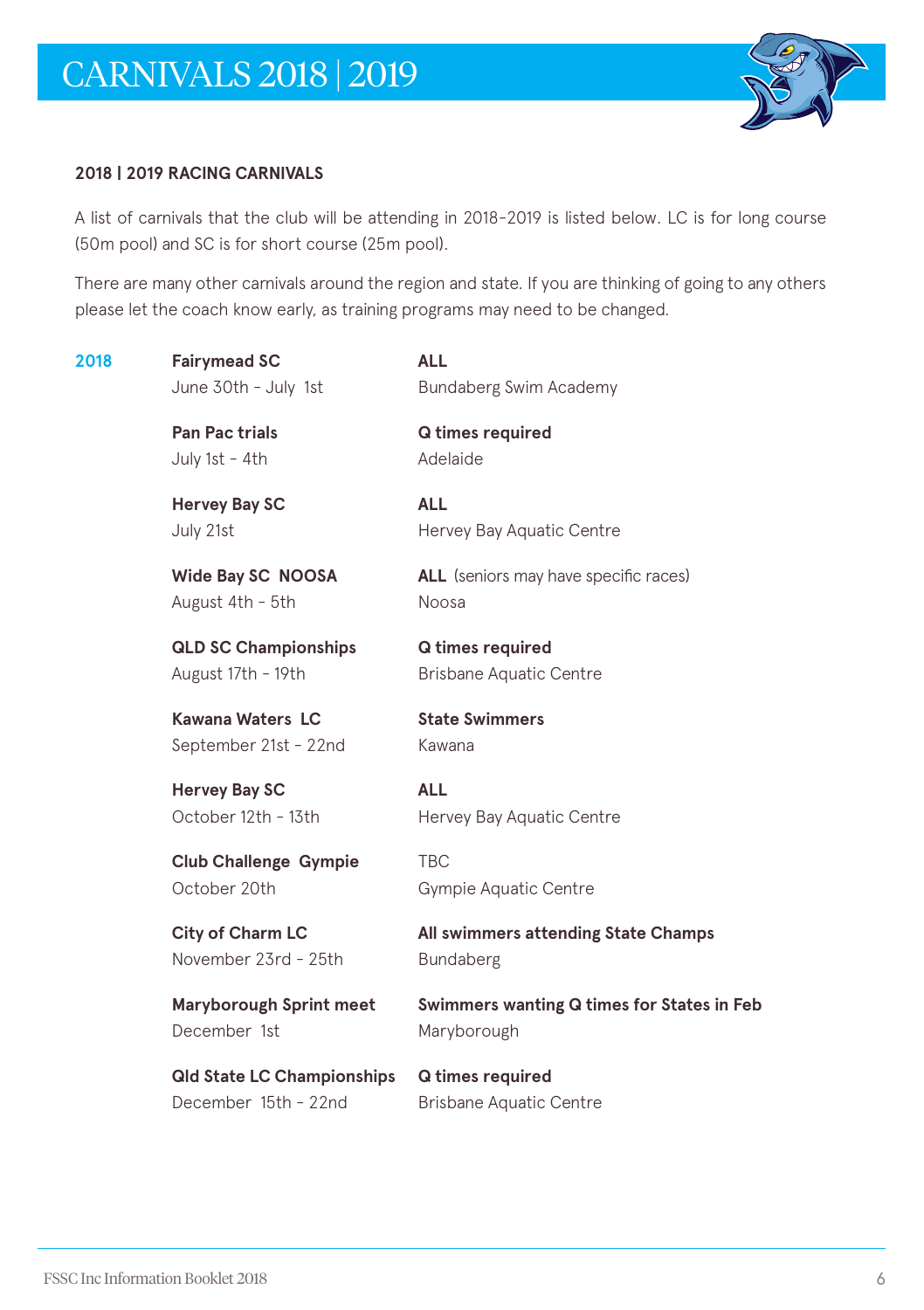# CARNIVALS 2018 | 2019

## 2018 | 2019 RACING CARNIVALS

A list of carnivals that the club will be attending in 2018-2019 is listed below. LC is for long course (50m pool) and SC is for short course (25m pool).

There are many other carnivals around the region and state. If you are thinking of going to any others please let the coach know early, as training programs may need to be changed.

| Year | Carnival | Eligibility / Venue |
|---|---|---|
| **2018** | **Fairymead SC**<br>June 30th - July 1st | **ALL**<br>Bundaberg Swim Academy |
| | **Pan Pac trials**<br>July 1st - 4th | **Q times required**<br>Adelaide |
| | **Hervey Bay SC**<br>July 21st | **ALL**<br>Hervey Bay Aquatic Centre |
| | **Wide Bay SC NOOSA**<br>August 4th - 5th | **ALL** (seniors may have specific races)<br>Noosa |
| | **QLD SC Championships**<br>August 17th - 19th | **Q times required**<br>Brisbane Aquatic Centre |
| | **Kawana Waters LC**<br>September 21st - 22nd | **State Swimmers**<br>Kawana |
| | **Hervey Bay SC**<br>October 12th - 13th | **ALL**<br>Hervey Bay Aquatic Centre |
| | **Club Challenge Gympie**<br>October 20th | TBC<br>Gympie Aquatic Centre |
| | **City of Charm LC**<br>November 23rd - 25th | **All swimmers attending State Champs**<br>Bundaberg |
| | **Maryborough Sprint meet**<br>December 1st | **Swimmers wanting Q times for States in Feb**<br>Maryborough |
| | **Qld State LC Championships**<br>December 15th - 22nd | **Q times required**<br>Brisbane Aquatic Centre |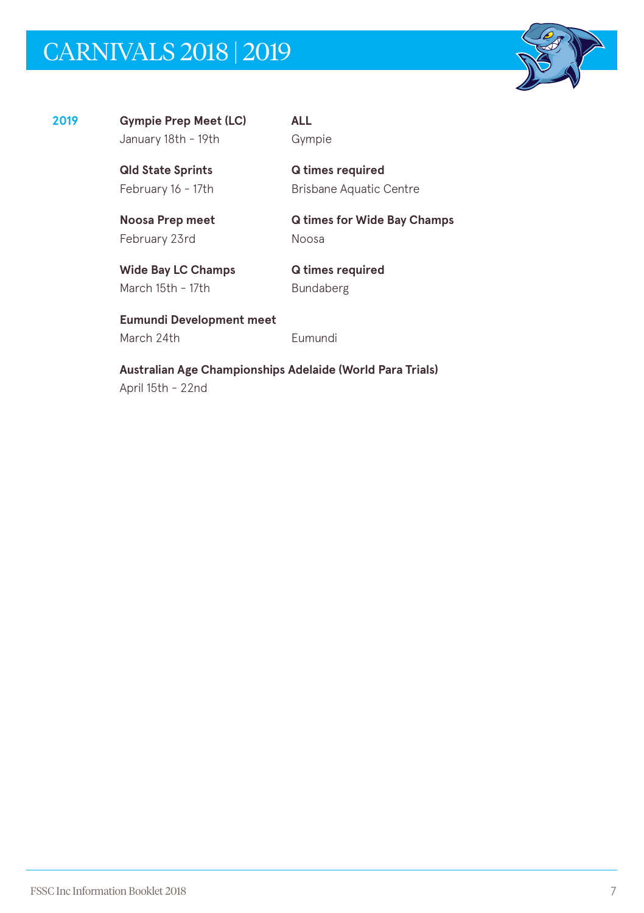# CARNIVALS 2018 | 2019

**2019**

**Gympie Prep Meet (LC)**
January 18th - 19th
**ALL**
Gympie

**Qld State Sprints**
February 16 - 17th
**Q times required**
Brisbane Aquatic Centre

**Noosa Prep meet**
February 23rd
**Q times for Wide Bay Champs**
Noosa

**Wide Bay LC Champs**
March 15th - 17th
**Q times required**
Bundaberg

**Eumundi Development meet**
March 24th
Eumundi

**Australian Age Championships Adelaide (World Para Trials)**
April 15th - 22nd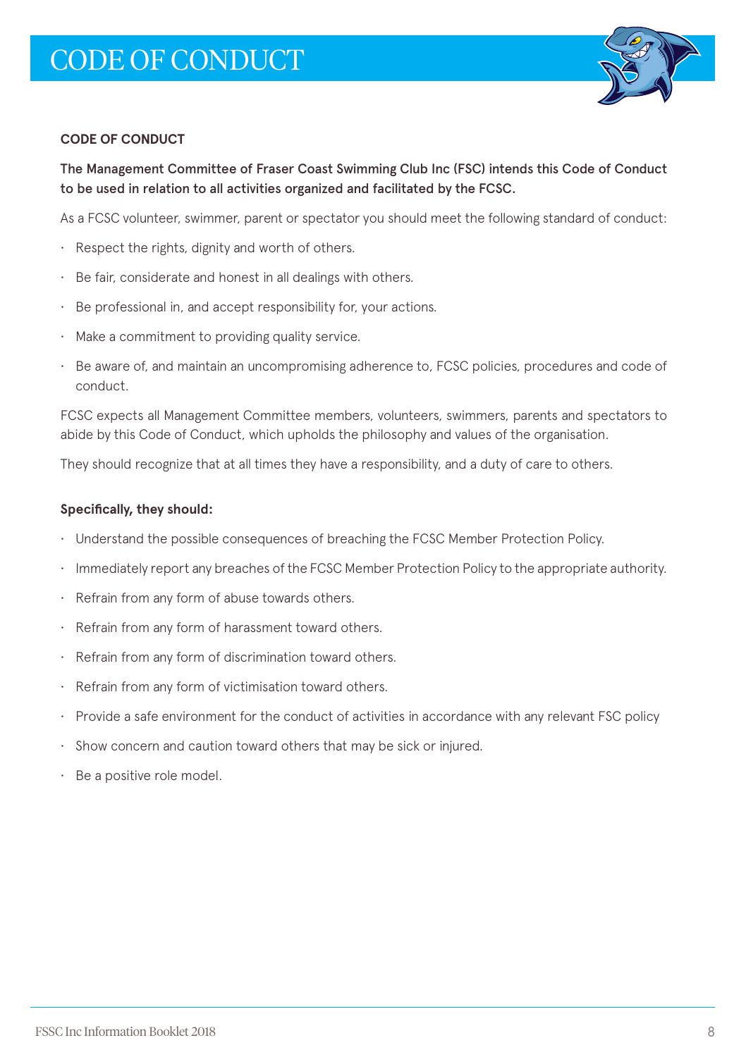# CODE OF CONDUCT

## CODE OF CONDUCT

**The Management Committee of Fraser Coast Swimming Club Inc (FSC) intends this Code of Conduct to be used in relation to all activities organized and facilitated by the FCSC.**

As a FCSC volunteer, swimmer, parent or spectator you should meet the following standard of conduct:

- Respect the rights, dignity and worth of others.
- Be fair, considerate and honest in all dealings with others.
- Be professional in, and accept responsibility for, your actions.
- Make a commitment to providing quality service.
- Be aware of, and maintain an uncompromising adherence to, FCSC policies, procedures and code of conduct.

FCSC expects all Management Committee members, volunteers, swimmers, parents and spectators to abide by this Code of Conduct, which upholds the philosophy and values of the organisation.

They should recognize that at all times they have a responsibility, and a duty of care to others.

**Specifically, they should:**

- Understand the possible consequences of breaching the FCSC Member Protection Policy.
- Immediately report any breaches of the FCSC Member Protection Policy to the appropriate authority.
- Refrain from any form of abuse towards others.
- Refrain from any form of harassment toward others.
- Refrain from any form of discrimination toward others.
- Refrain from any form of victimisation toward others.
- Provide a safe environment for the conduct of activities in accordance with any relevant FSC policy
- Show concern and caution toward others that may be sick or injured.
- Be a positive role model.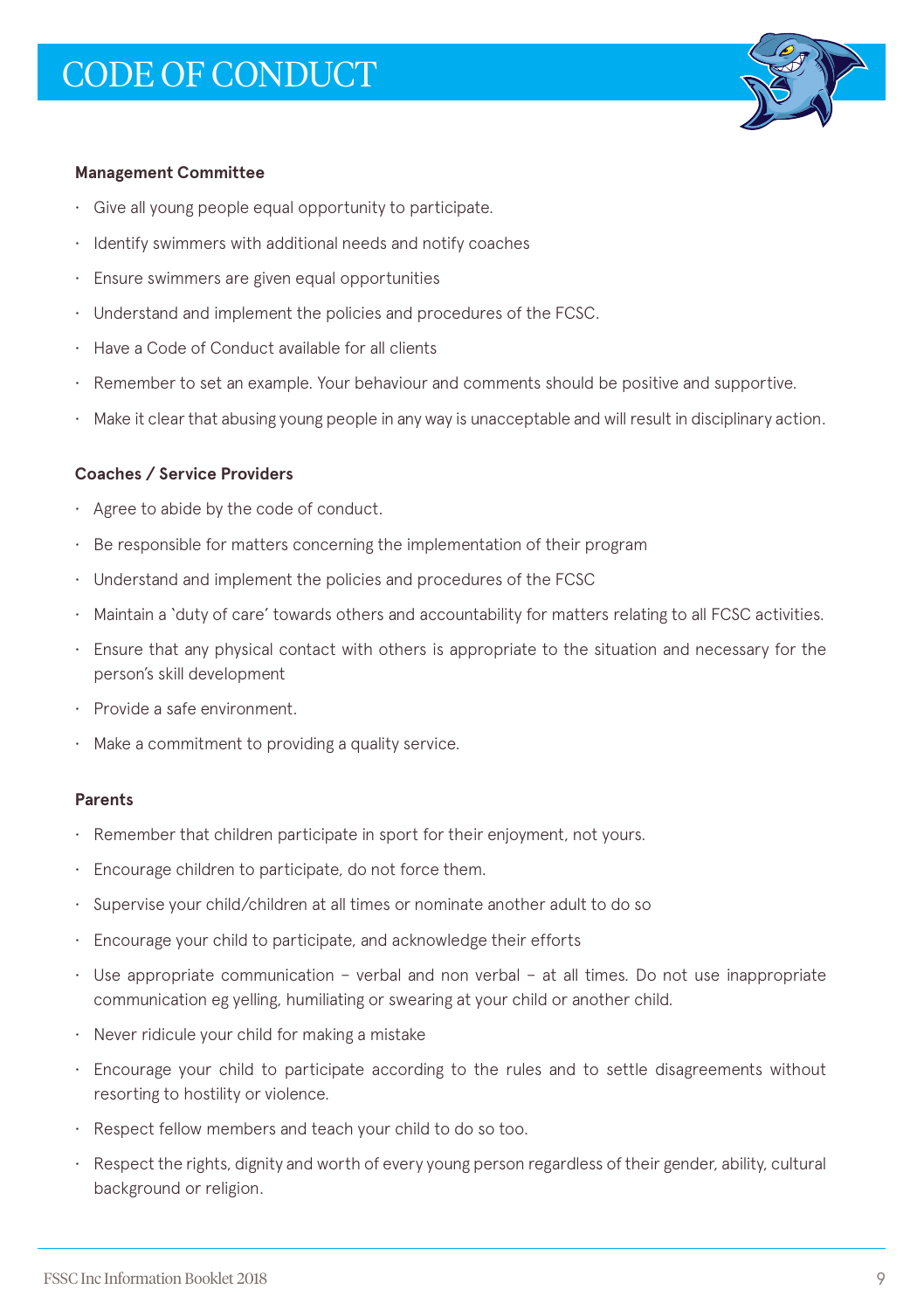# CODE OF CONDUCT

**Management Committee**

- Give all young people equal opportunity to participate.
- Identify swimmers with additional needs and notify coaches
- Ensure swimmers are given equal opportunities
- Understand and implement the policies and procedures of the FCSC.
- Have a Code of Conduct available for all clients
- Remember to set an example. Your behaviour and comments should be positive and supportive.
- Make it clear that abusing young people in any way is unacceptable and will result in disciplinary action.

**Coaches / Service Providers**

- Agree to abide by the code of conduct.
- Be responsible for matters concerning the implementation of their program
- Understand and implement the policies and procedures of the FCSC
- Maintain a 'duty of care' towards others and accountability for matters relating to all FCSC activities.
- Ensure that any physical contact with others is appropriate to the situation and necessary for the person's skill development
- Provide a safe environment.
- Make a commitment to providing a quality service.

**Parents**

- Remember that children participate in sport for their enjoyment, not yours.
- Encourage children to participate, do not force them.
- Supervise your child/children at all times or nominate another adult to do so
- Encourage your child to participate, and acknowledge their efforts
- Use appropriate communication – verbal and non verbal – at all times. Do not use inappropriate communication eg yelling, humiliating or swearing at your child or another child.
- Never ridicule your child for making a mistake
- Encourage your child to participate according to the rules and to settle disagreements without resorting to hostility or violence.
- Respect fellow members and teach your child to do so too.
- Respect the rights, dignity and worth of every young person regardless of their gender, ability, cultural background or religion.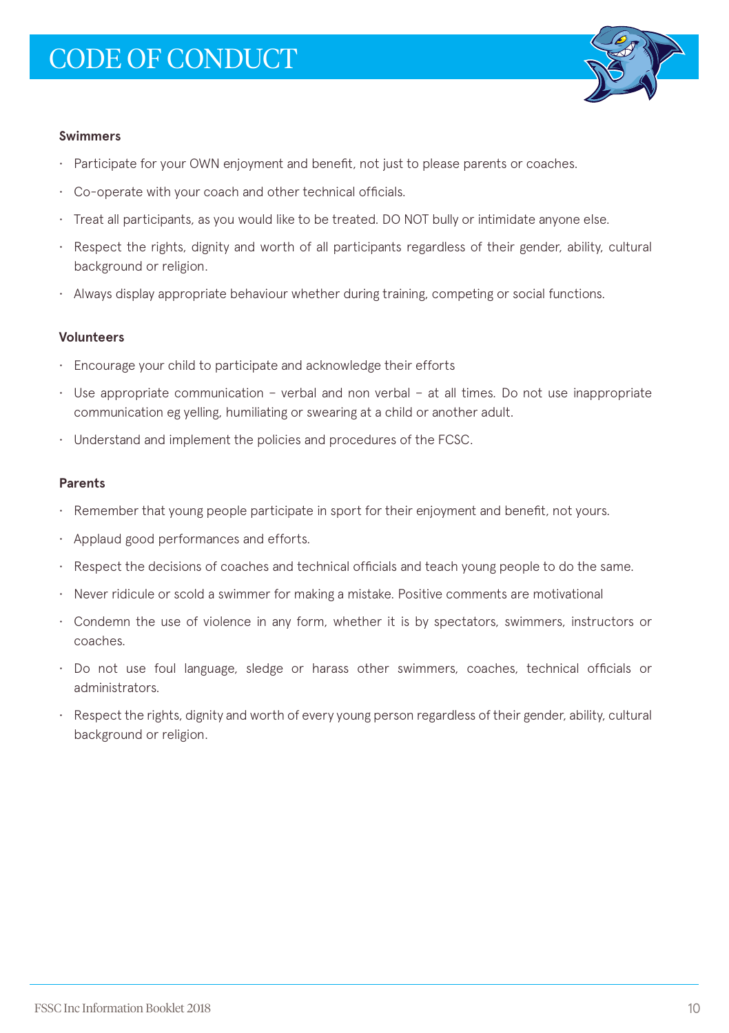# CODE OF CONDUCT

**Swimmers**

- Participate for your OWN enjoyment and benefit, not just to please parents or coaches.
- Co-operate with your coach and other technical officials.
- Treat all participants, as you would like to be treated. DO NOT bully or intimidate anyone else.
- Respect the rights, dignity and worth of all participants regardless of their gender, ability, cultural background or religion.
- Always display appropriate behaviour whether during training, competing or social functions.

**Volunteers**

- Encourage your child to participate and acknowledge their efforts
- Use appropriate communication – verbal and non verbal – at all times. Do not use inappropriate communication eg yelling, humiliating or swearing at a child or another adult.
- Understand and implement the policies and procedures of the FCSC.

**Parents**

- Remember that young people participate in sport for their enjoyment and benefit, not yours.
- Applaud good performances and efforts.
- Respect the decisions of coaches and technical officials and teach young people to do the same.
- Never ridicule or scold a swimmer for making a mistake. Positive comments are motivational
- Condemn the use of violence in any form, whether it is by spectators, swimmers, instructors or coaches.
- Do not use foul language, sledge or harass other swimmers, coaches, technical officials or administrators.
- Respect the rights, dignity and worth of every young person regardless of their gender, ability, cultural background or religion.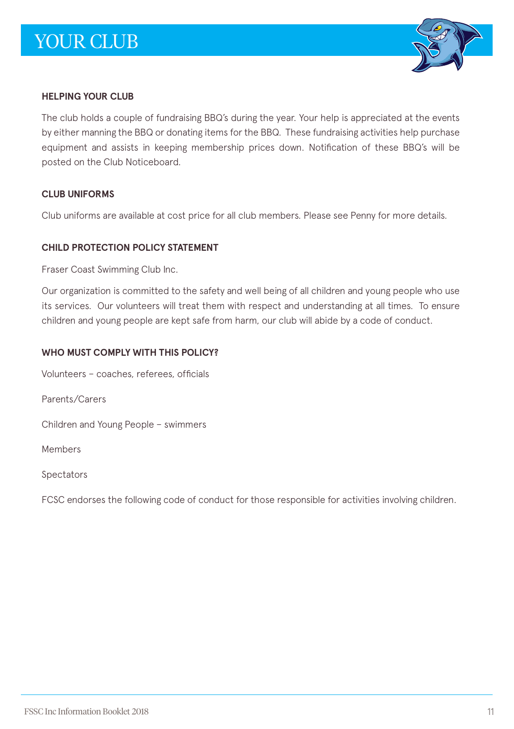# YOUR CLUB

## HELPING YOUR CLUB

The club holds a couple of fundraising BBQ's during the year. Your help is appreciated at the events by either manning the BBQ or donating items for the BBQ. These fundraising activities help purchase equipment and assists in keeping membership prices down. Notification of these BBQ's will be posted on the Club Noticeboard.

## CLUB UNIFORMS

Club uniforms are available at cost price for all club members. Please see Penny for more details.

## CHILD PROTECTION POLICY STATEMENT

Fraser Coast Swimming Club Inc.

Our organization is committed to the safety and well being of all children and young people who use its services. Our volunteers will treat them with respect and understanding at all times. To ensure children and young people are kept safe from harm, our club will abide by a code of conduct.

## WHO MUST COMPLY WITH THIS POLICY?

Volunteers – coaches, referees, officials

Parents/Carers

Children and Young People – swimmers

Members

Spectators

FCSC endorses the following code of conduct for those responsible for activities involving children.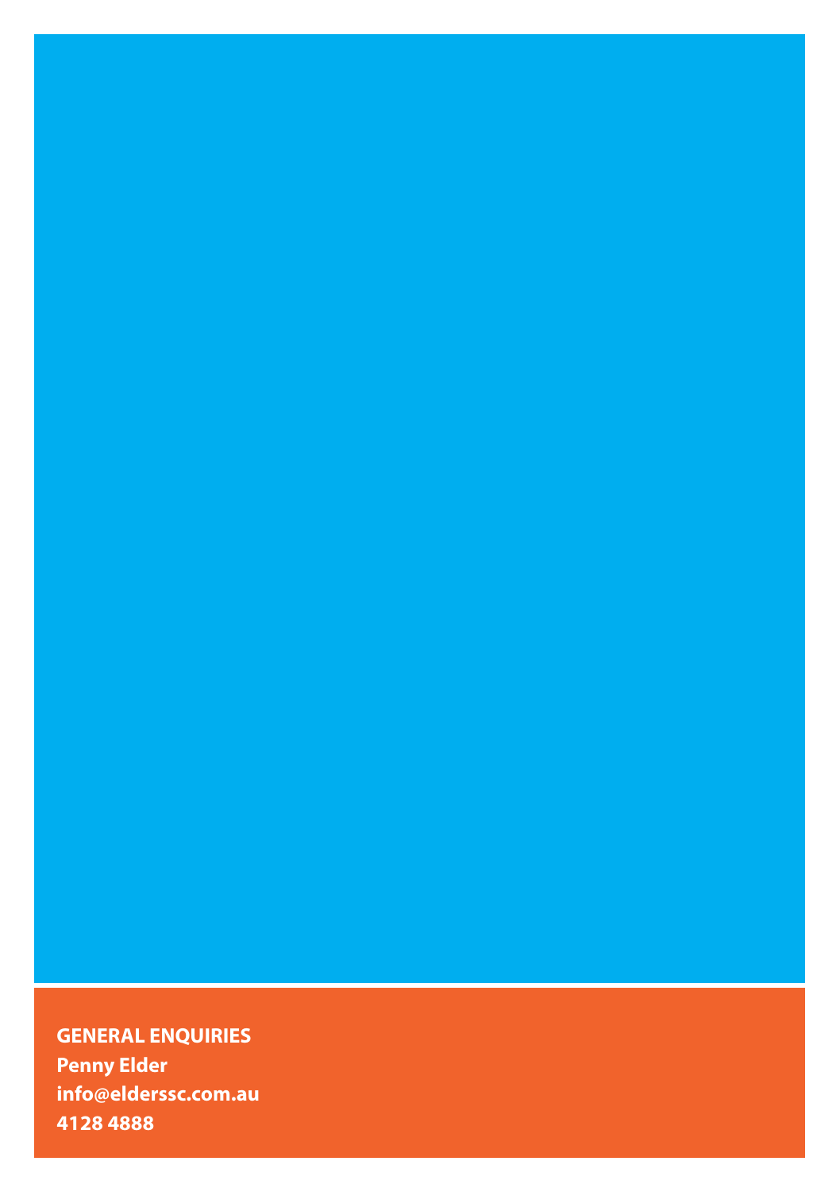**GENERAL ENQUIRIES**
**Penny Elder**
**info@elderssc.com.au**
**4128 4888**